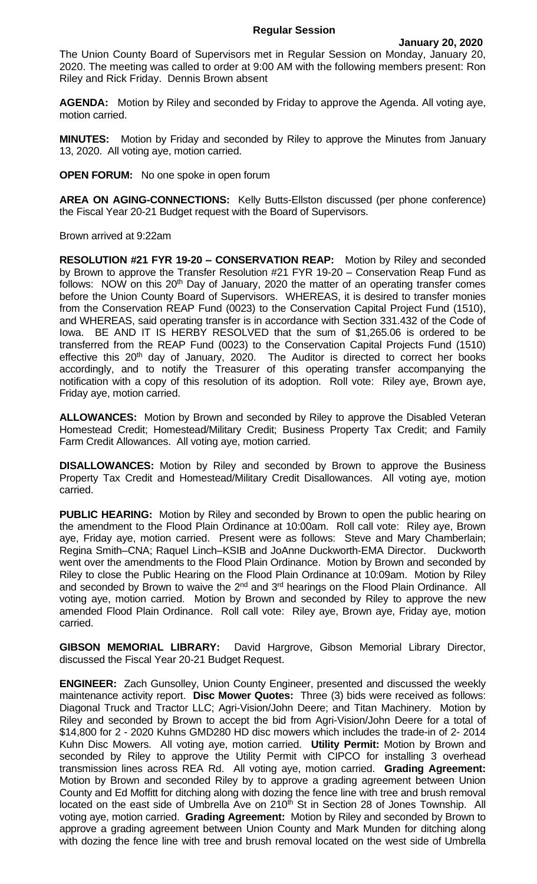**Regular Session**

**January 20, 2020**

The Union County Board of Supervisors met in Regular Session on Monday, January 20, 2020. The meeting was called to order at 9:00 AM with the following members present: Ron Riley and Rick Friday. Dennis Brown absent

**AGENDA:** Motion by Riley and seconded by Friday to approve the Agenda. All voting aye, motion carried.

**MINUTES:** Motion by Friday and seconded by Riley to approve the Minutes from January 13, 2020. All voting aye, motion carried.

**OPEN FORUM:** No one spoke in open forum

**AREA ON AGING-CONNECTIONS:** Kelly Butts-Ellston discussed (per phone conference) the Fiscal Year 20-21 Budget request with the Board of Supervisors.

Brown arrived at 9:22am

**RESOLUTION #21 FYR 19-20 – CONSERVATION REAP:** Motion by Riley and seconded by Brown to approve the Transfer Resolution #21 FYR 19-20 – Conservation Reap Fund as follows: NOW on this 20th Day of January, 2020 the matter of an operating transfer comes before the Union County Board of Supervisors. WHEREAS, it is desired to transfer monies from the Conservation REAP Fund (0023) to the Conservation Capital Project Fund (1510), and WHEREAS, said operating transfer is in accordance with Section 331.432 of the Code of Iowa. BE AND IT IS HERBY RESOLVED that the sum of $1,265.06 is ordered to be transferred from the REAP Fund (0023) to the Conservation Capital Projects Fund (1510) effective this 20th day of January, 2020. The Auditor is directed to correct her books accordingly, and to notify the Treasurer of this operating transfer accompanying the notification with a copy of this resolution of its adoption. Roll vote: Riley aye, Brown aye, Friday aye, motion carried.

**ALLOWANCES:** Motion by Brown and seconded by Riley to approve the Disabled Veteran Homestead Credit; Homestead/Military Credit; Business Property Tax Credit; and Family Farm Credit Allowances. All voting aye, motion carried.

**DISALLOWANCES:** Motion by Riley and seconded by Brown to approve the Business Property Tax Credit and Homestead/Military Credit Disallowances. All voting aye, motion carried.

**PUBLIC HEARING:** Motion by Riley and seconded by Brown to open the public hearing on the amendment to the Flood Plain Ordinance at 10:00am. Roll call vote: Riley aye, Brown aye, Friday aye, motion carried. Present were as follows: Steve and Mary Chamberlain; Regina Smith–CNA; Raquel Linch–KSIB and JoAnne Duckworth-EMA Director. Duckworth went over the amendments to the Flood Plain Ordinance. Motion by Brown and seconded by Riley to close the Public Hearing on the Flood Plain Ordinance at 10:09am. Motion by Riley and seconded by Brown to waive the 2nd and 3rd hearings on the Flood Plain Ordinance. All voting aye, motion carried. Motion by Brown and seconded by Riley to approve the new amended Flood Plain Ordinance. Roll call vote: Riley aye, Brown aye, Friday aye, motion carried.

**GIBSON MEMORIAL LIBRARY:** David Hargrove, Gibson Memorial Library Director, discussed the Fiscal Year 20-21 Budget Request.

**ENGINEER:** Zach Gunsolley, Union County Engineer, presented and discussed the weekly maintenance activity report. **Disc Mower Quotes:** Three (3) bids were received as follows: Diagonal Truck and Tractor LLC; Agri-Vision/John Deere; and Titan Machinery. Motion by Riley and seconded by Brown to accept the bid from Agri-Vision/John Deere for a total of $14,800 for 2 - 2020 Kuhns GMD280 HD disc mowers which includes the trade-in of 2- 2014 Kuhn Disc Mowers. All voting aye, motion carried. **Utility Permit:** Motion by Brown and seconded by Riley to approve the Utility Permit with CIPCO for installing 3 overhead transmission lines across REA Rd. All voting aye, motion carried. **Grading Agreement:** Motion by Brown and seconded Riley by to approve a grading agreement between Union County and Ed Moffitt for ditching along with dozing the fence line with tree and brush removal located on the east side of Umbrella Ave on 210th St in Section 28 of Jones Township. All voting aye, motion carried. **Grading Agreement:** Motion by Riley and seconded by Brown to approve a grading agreement between Union County and Mark Munden for ditching along with dozing the fence line with tree and brush removal located on the west side of Umbrella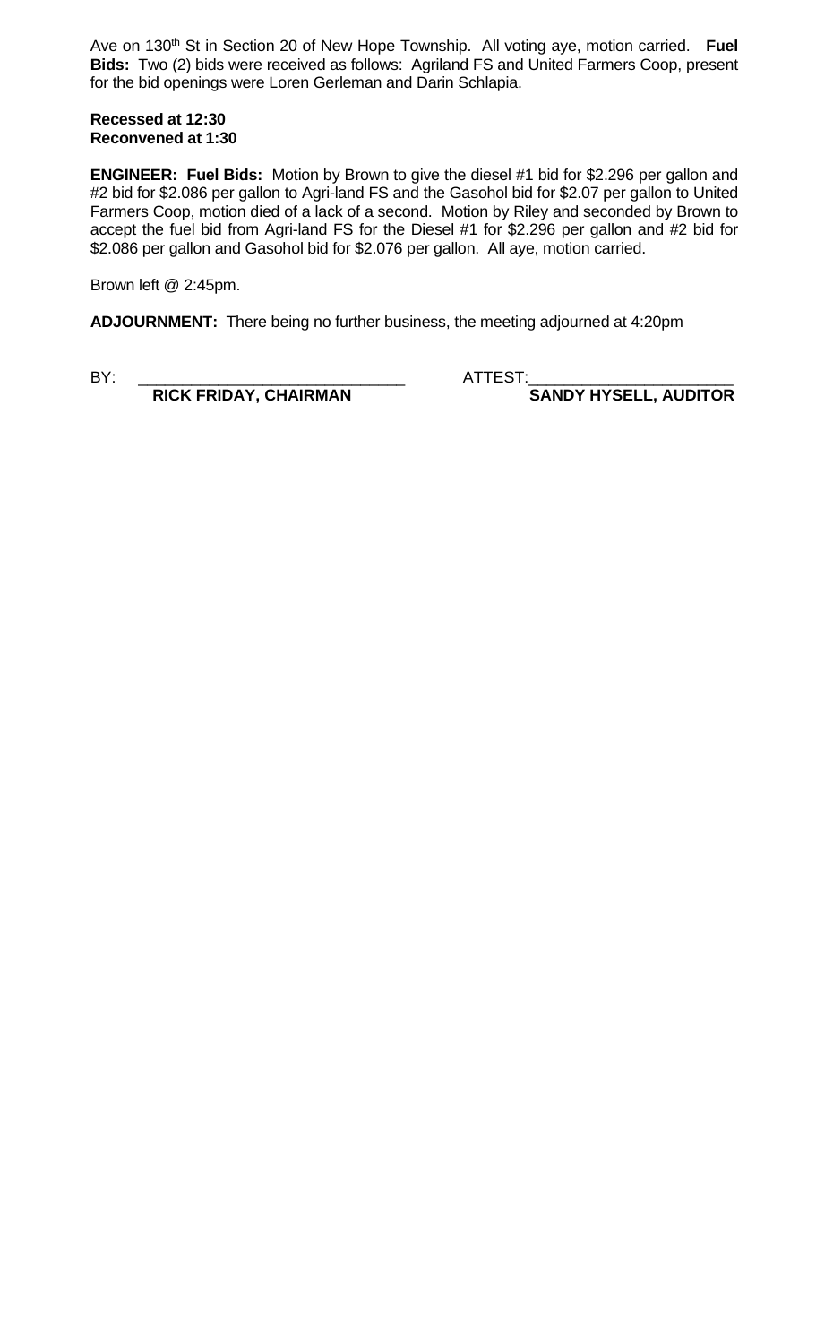Ave on 130th St in Section 20 of New Hope Township. All voting aye, motion carried. **Fuel Bids:** Two (2) bids were received as follows: Agriland FS and United Farmers Coop, present for the bid openings were Loren Gerleman and Darin Schlapia.

**Recessed at 12:30**
**Reconvened at 1:30**

**ENGINEER: Fuel Bids:** Motion by Brown to give the diesel #1 bid for $2.296 per gallon and #2 bid for $2.086 per gallon to Agri-land FS and the Gasohol bid for $2.07 per gallon to United Farmers Coop, motion died of a lack of a second. Motion by Riley and seconded by Brown to accept the fuel bid from Agri-land FS for the Diesel #1 for $2.296 per gallon and #2 bid for $2.086 per gallon and Gasohol bid for $2.076 per gallon. All aye, motion carried.

Brown left @ 2:45pm.

**ADJOURNMENT:** There being no further business, the meeting adjourned at 4:20pm

BY: ______________________________ ATTEST:______________________

**RICK FRIDAY, CHAIRMAN** **SANDY HYSELL, AUDITOR**